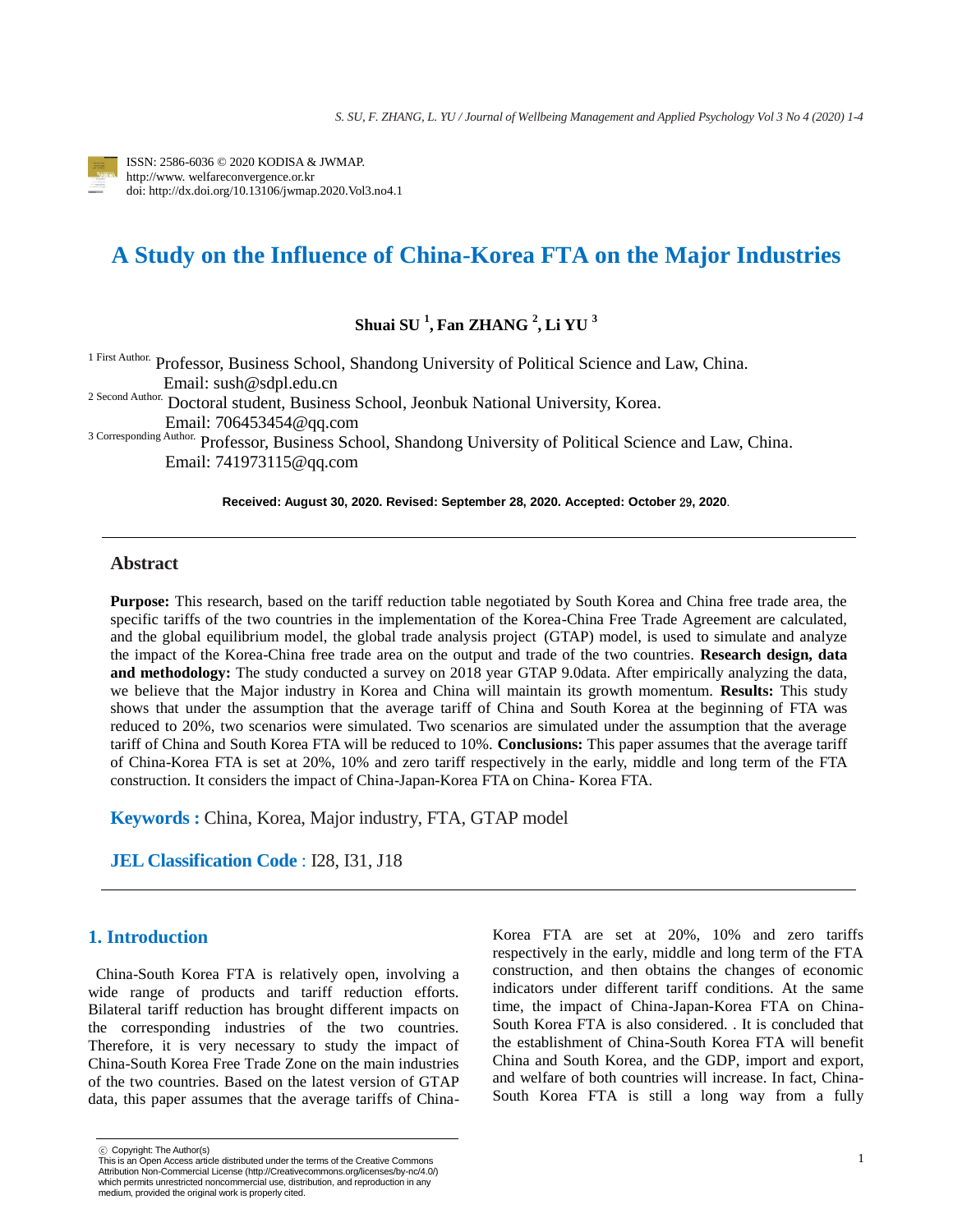ISSN: 2586-6036 © 2020 KODISA & JWMAP.
http://www. welfareconvergence.or.kr
doi: http://dx.doi.org/10.13106/jwmap.2020.Vol3.no4.1

# A Study on the Influence of China-Korea FTA on the Major Industries

**Shuai SU [1], Fan ZHANG [2], Li YU [3]**

[1 First Author.] Professor, Business School, Shandong University of Political Science and Law, China. Email: sush@sdpl.edu.cn

[2 Second Author.] Doctoral student, Business School, Jeonbuk National University, Korea. Email: 706453454@qq.com

[3 Corresponding Author.] Professor, Business School, Shandong University of Political Science and Law, China. Email: 741973115@qq.com

**Received: August 30, 2020. Revised: September 28, 2020. Accepted: October 29, 2020.**

---

## Abstract

**Purpose:** This research, based on the tariff reduction table negotiated by South Korea and China free trade area, the specific tariffs of the two countries in the implementation of the Korea-China Free Trade Agreement are calculated, and the global equilibrium model, the global trade analysis project (GTAP) model, is used to simulate and analyze the impact of the Korea-China free trade area on the output and trade of the two countries. **Research design, data and methodology:** The study conducted a survey on 2018 year GTAP 9.0data. After empirically analyzing the data, we believe that the Major industry in Korea and China will maintain its growth momentum. **Results:** This study shows that under the assumption that the average tariff of China and South Korea at the beginning of FTA was reduced to 20%, two scenarios were simulated. Two scenarios are simulated under the assumption that the average tariff of China and South Korea FTA will be reduced to 10%. **Conclusions:** This paper assumes that the average tariff of China-Korea FTA is set at 20%, 10% and zero tariff respectively in the early, middle and long term of the FTA construction. It considers the impact of China-Japan-Korea FTA on China- Korea FTA.

**Keywords :** China, Korea, Major industry, FTA, GTAP model

**JEL Classification Code** : I28, I31, J18

---

## 1. Introduction

China-South Korea FTA is relatively open, involving a wide range of products and tariff reduction efforts. Bilateral tariff reduction has brought different impacts on the corresponding industries of the two countries. Therefore, it is very necessary to study the impact of China-South Korea Free Trade Zone on the main industries of the two countries. Based on the latest version of GTAP data, this paper assumes that the average tariffs of China-Korea FTA are set at 20%, 10% and zero tariffs respectively in the early, middle and long term of the FTA construction, and then obtains the changes of economic indicators under different tariff conditions. At the same time, the impact of China-Japan-Korea FTA on China-South Korea FTA is also considered. . It is concluded that the establishment of China-South Korea FTA will benefit China and South Korea, and the GDP, import and export, and welfare of both countries will increase. In fact, China-South Korea FTA is still a long way from a fully

---

ⓒ Copyright: The Author(s)
This is an Open Access article distributed under the terms of the Creative Commons Attribution Non-Commercial License (http://Creativecommons.org/licenses/by-nc/4.0/) which permits unrestricted noncommercial use, distribution, and reproduction in any medium, provided the original work is properly cited.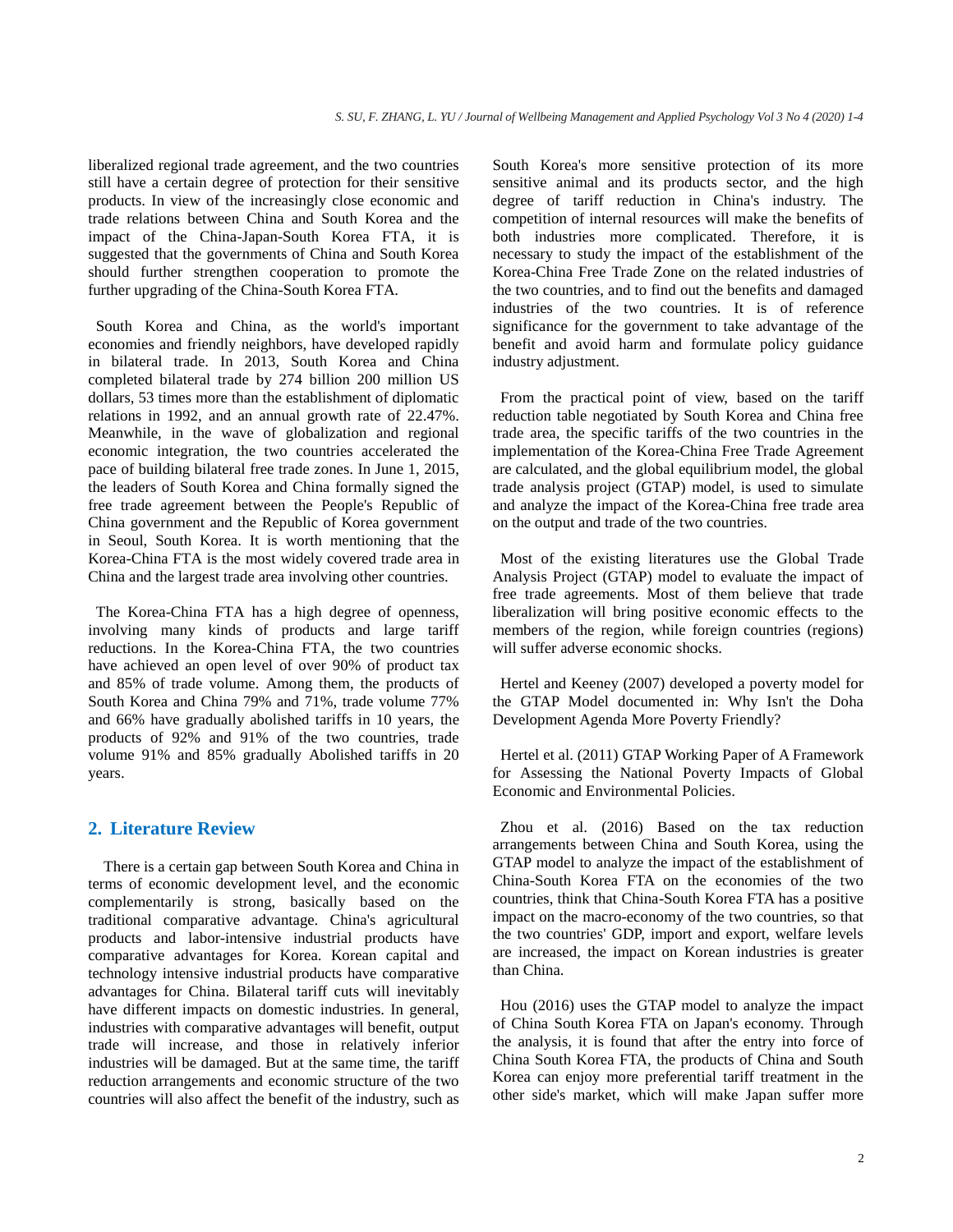liberalized regional trade agreement, and the two countries still have a certain degree of protection for their sensitive products. In view of the increasingly close economic and trade relations between China and South Korea and the impact of the China-Japan-South Korea FTA, it is suggested that the governments of China and South Korea should further strengthen cooperation to promote the further upgrading of the China-South Korea FTA.

South Korea and China, as the world's important economies and friendly neighbors, have developed rapidly in bilateral trade. In 2013, South Korea and China completed bilateral trade by 274 billion 200 million US dollars, 53 times more than the establishment of diplomatic relations in 1992, and an annual growth rate of 22.47%. Meanwhile, in the wave of globalization and regional economic integration, the two countries accelerated the pace of building bilateral free trade zones. In June 1, 2015, the leaders of South Korea and China formally signed the free trade agreement between the People's Republic of China government and the Republic of Korea government in Seoul, South Korea. It is worth mentioning that the Korea-China FTA is the most widely covered trade area in China and the largest trade area involving other countries.

The Korea-China FTA has a high degree of openness, involving many kinds of products and large tariff reductions. In the Korea-China FTA, the two countries have achieved an open level of over 90% of product tax and 85% of trade volume. Among them, the products of South Korea and China 79% and 71%, trade volume 77% and 66% have gradually abolished tariffs in 10 years, the products of 92% and 91% of the two countries, trade volume 91% and 85% gradually Abolished tariffs in 20 years.

## 2. Literature Review

There is a certain gap between South Korea and China in terms of economic development level, and the economic complementarily is strong, basically based on the traditional comparative advantage. China's agricultural products and labor-intensive industrial products have comparative advantages for Korea. Korean capital and technology intensive industrial products have comparative advantages for China. Bilateral tariff cuts will inevitably have different impacts on domestic industries. In general, industries with comparative advantages will benefit, output trade will increase, and those in relatively inferior industries will be damaged. But at the same time, the tariff reduction arrangements and economic structure of the two countries will also affect the benefit of the industry, such as South Korea's more sensitive protection of its more sensitive animal and its products sector, and the high degree of tariff reduction in China's industry. The competition of internal resources will make the benefits of both industries more complicated. Therefore, it is necessary to study the impact of the establishment of the Korea-China Free Trade Zone on the related industries of the two countries, and to find out the benefits and damaged industries of the two countries. It is of reference significance for the government to take advantage of the benefit and avoid harm and formulate policy guidance industry adjustment.

From the practical point of view, based on the tariff reduction table negotiated by South Korea and China free trade area, the specific tariffs of the two countries in the implementation of the Korea-China Free Trade Agreement are calculated, and the global equilibrium model, the global trade analysis project (GTAP) model, is used to simulate and analyze the impact of the Korea-China free trade area on the output and trade of the two countries.

Most of the existing literatures use the Global Trade Analysis Project (GTAP) model to evaluate the impact of free trade agreements. Most of them believe that trade liberalization will bring positive economic effects to the members of the region, while foreign countries (regions) will suffer adverse economic shocks.

Hertel and Keeney (2007) developed a poverty model for the GTAP Model documented in: Why Isn't the Doha Development Agenda More Poverty Friendly?

Hertel et al. (2011) GTAP Working Paper of A Framework for Assessing the National Poverty Impacts of Global Economic and Environmental Policies.

Zhou et al. (2016) Based on the tax reduction arrangements between China and South Korea, using the GTAP model to analyze the impact of the establishment of China-South Korea FTA on the economies of the two countries, think that China-South Korea FTA has a positive impact on the macro-economy of the two countries, so that the two countries' GDP, import and export, welfare levels are increased, the impact on Korean industries is greater than China.

Hou (2016) uses the GTAP model to analyze the impact of China South Korea FTA on Japan's economy. Through the analysis, it is found that after the entry into force of China South Korea FTA, the products of China and South Korea can enjoy more preferential tariff treatment in the other side's market, which will make Japan suffer more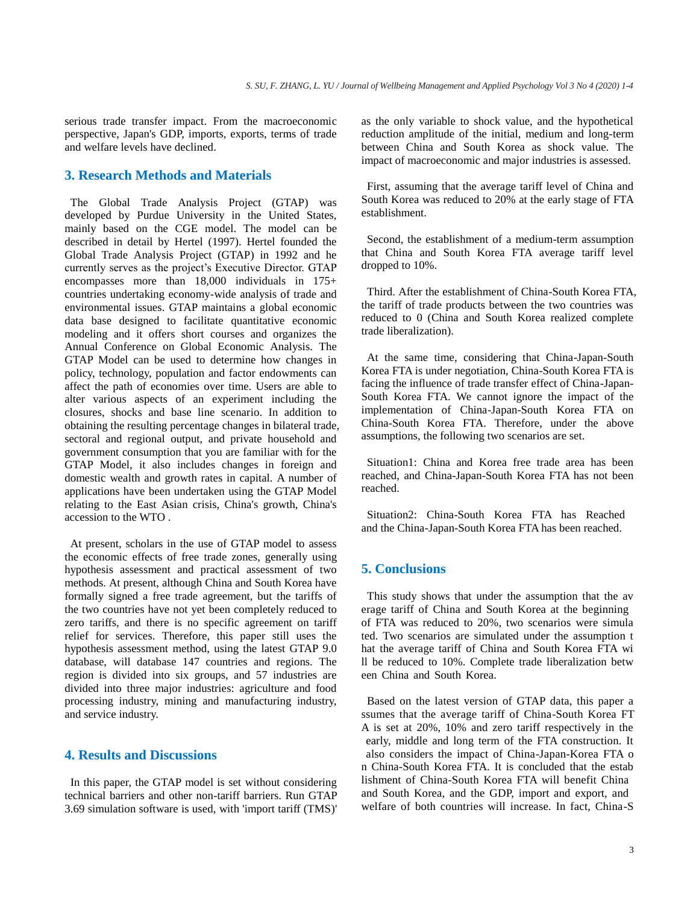serious trade transfer impact. From the macroeconomic perspective, Japan's GDP, imports, exports, terms of trade and welfare levels have declined.

## 3. Research Methods and Materials

The Global Trade Analysis Project (GTAP) was developed by Purdue University in the United States, mainly based on the CGE model. The model can be described in detail by Hertel (1997). Hertel founded the Global Trade Analysis Project (GTAP) in 1992 and he currently serves as the project's Executive Director. GTAP encompasses more than 18,000 individuals in 175+ countries undertaking economy-wide analysis of trade and environmental issues. GTAP maintains a global economic data base designed to facilitate quantitative economic modeling and it offers short courses and organizes the Annual Conference on Global Economic Analysis. The GTAP Model can be used to determine how changes in policy, technology, population and factor endowments can affect the path of economies over time. Users are able to alter various aspects of an experiment including the closures, shocks and base line scenario. In addition to obtaining the resulting percentage changes in bilateral trade, sectoral and regional output, and private household and government consumption that you are familiar with for the GTAP Model, it also includes changes in foreign and domestic wealth and growth rates in capital. A number of applications have been undertaken using the GTAP Model relating to the East Asian crisis, China's growth, China's accession to the WTO .

At present, scholars in the use of GTAP model to assess the economic effects of free trade zones, generally using hypothesis assessment and practical assessment of two methods. At present, although China and South Korea have formally signed a free trade agreement, but the tariffs of the two countries have not yet been completely reduced to zero tariffs, and there is no specific agreement on tariff relief for services. Therefore, this paper still uses the hypothesis assessment method, using the latest GTAP 9.0 database, will database 147 countries and regions. The region is divided into six groups, and 57 industries are divided into three major industries: agriculture and food processing industry, mining and manufacturing industry, and service industry.

## 4. Results and Discussions

In this paper, the GTAP model is set without considering technical barriers and other non-tariff barriers. Run GTAP 3.69 simulation software is used, with 'import tariff (TMS)' as the only variable to shock value, and the hypothetical reduction amplitude of the initial, medium and long-term between China and South Korea as shock value. The impact of macroeconomic and major industries is assessed.

First, assuming that the average tariff level of China and South Korea was reduced to 20% at the early stage of FTA establishment.

Second, the establishment of a medium-term assumption that China and South Korea FTA average tariff level dropped to 10%.

Third. After the establishment of China-South Korea FTA, the tariff of trade products between the two countries was reduced to 0 (China and South Korea realized complete trade liberalization).

At the same time, considering that China-Japan-South Korea FTA is under negotiation, China-South Korea FTA is facing the influence of trade transfer effect of China-Japan-South Korea FTA. We cannot ignore the impact of the implementation of China-Japan-South Korea FTA on China-South Korea FTA. Therefore, under the above assumptions, the following two scenarios are set.

Situation1: China and Korea free trade area has been reached, and China-Japan-South Korea FTA has not been reached.

Situation2: China-South Korea FTA has Reached and the China-Japan-South Korea FTA has been reached.

## 5. Conclusions

This study shows that under the assumption that the average tariff of China and South Korea at the beginning of FTA was reduced to 20%, two scenarios were simulated. Two scenarios are simulated under the assumption that the average tariff of China and South Korea FTA will be reduced to 10%. Complete trade liberalization between China and South Korea.

Based on the latest version of GTAP data, this paper assumes that the average tariff of China-South Korea FTA is set at 20%, 10% and zero tariff respectively in the early, middle and long term of the FTA construction. It also considers the impact of China-Japan-Korea FTA on China-South Korea FTA. It is concluded that the establishment of China-South Korea FTA will benefit China and South Korea, and the GDP, import and export, and welfare of both countries will increase. In fact, China-S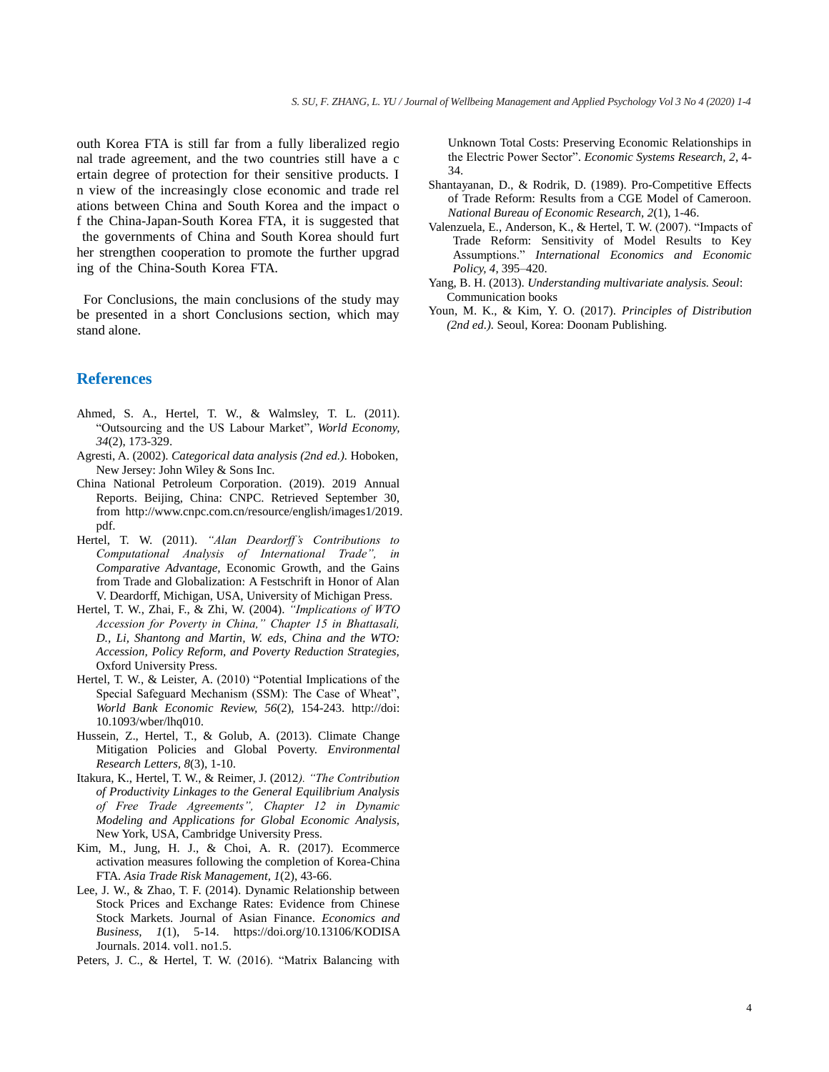outh Korea FTA is still far from a fully liberalized regional trade agreement, and the two countries still have a certain degree of protection for their sensitive products. In view of the increasingly close economic and trade relations between China and South Korea and the impact of the China-Japan-South Korea FTA, it is suggested that the governments of China and South Korea should further strengthen cooperation to promote the further upgrading of the China-South Korea FTA.

For Conclusions, the main conclusions of the study may be presented in a short Conclusions section, which may stand alone.

## References

Ahmed, S. A., Hertel, T. W., & Walmsley, T. L. (2011). "Outsourcing and the US Labour Market", *World Economy, 34*(2), 173-329.

Agresti, A. (2002). *Categorical data analysis (2nd ed.).* Hoboken, New Jersey: John Wiley & Sons Inc.

China National Petroleum Corporation. (2019). 2019 Annual Reports. Beijing, China: CNPC. Retrieved September 30, from http://www.cnpc.com.cn/resource/english/images1/2019.pdf.

Hertel, T. W. (2011). *"Alan Deardorff's Contributions to Computational Analysis of International Trade", in Comparative Advantage,* Economic Growth, and the Gains from Trade and Globalization: A Festschrift in Honor of Alan V. Deardorff, Michigan, USA, University of Michigan Press.

Hertel, T. W., Zhai, F., & Zhi, W. (2004). *"Implications of WTO Accession for Poverty in China," Chapter 15 in Bhattasali, D., Li, Shantong and Martin, W. eds, China and the WTO: Accession, Policy Reform, and Poverty Reduction Strategies,* Oxford University Press.

Hertel, T. W., & Leister, A. (2010) "Potential Implications of the Special Safeguard Mechanism (SSM): The Case of Wheat", *World Bank Economic Review, 56*(2), 154-243. http://doi: 10.1093/wber/lhq010.

Hussein, Z., Hertel, T., & Golub, A. (2013). Climate Change Mitigation Policies and Global Poverty. *Environmental Research Letters, 8*(3), 1-10.

Itakura, K., Hertel, T. W., & Reimer, J. (2012*). "The Contribution of Productivity Linkages to the General Equilibrium Analysis of Free Trade Agreements", Chapter 12 in Dynamic Modeling and Applications for Global Economic Analysis,* New York, USA, Cambridge University Press.

Kim, M., Jung, H. J., & Choi, A. R. (2017). Ecommerce activation measures following the completion of Korea-China FTA. *Asia Trade Risk Management, 1*(2), 43-66.

Lee, J. W., & Zhao, T. F. (2014). Dynamic Relationship between Stock Prices and Exchange Rates: Evidence from Chinese Stock Markets. Journal of Asian Finance. *Economics and Business, 1*(1), 5-14. https://doi.org/10.13106/KODISA Journals. 2014. vol1. no1.5.

Peters, J. C., & Hertel, T. W. (2016). "Matrix Balancing with Unknown Total Costs: Preserving Economic Relationships in the Electric Power Sector". *Economic Systems Research, 2*, 4-34.

Shantayanan, D., & Rodrik, D. (1989). Pro-Competitive Effects of Trade Reform: Results from a CGE Model of Cameroon. *National Bureau of Economic Research, 2*(1), 1-46.

Valenzuela, E., Anderson, K., & Hertel, T. W. (2007). "Impacts of Trade Reform: Sensitivity of Model Results to Key Assumptions." *International Economics and Economic Policy, 4*, 395–420.

Yang, B. H. (2013). *Understanding multivariate analysis. Seoul*: Communication books

Youn, M. K., & Kim, Y. O. (2017). *Principles of Distribution (2nd ed.).* Seoul, Korea: Doonam Publishing.